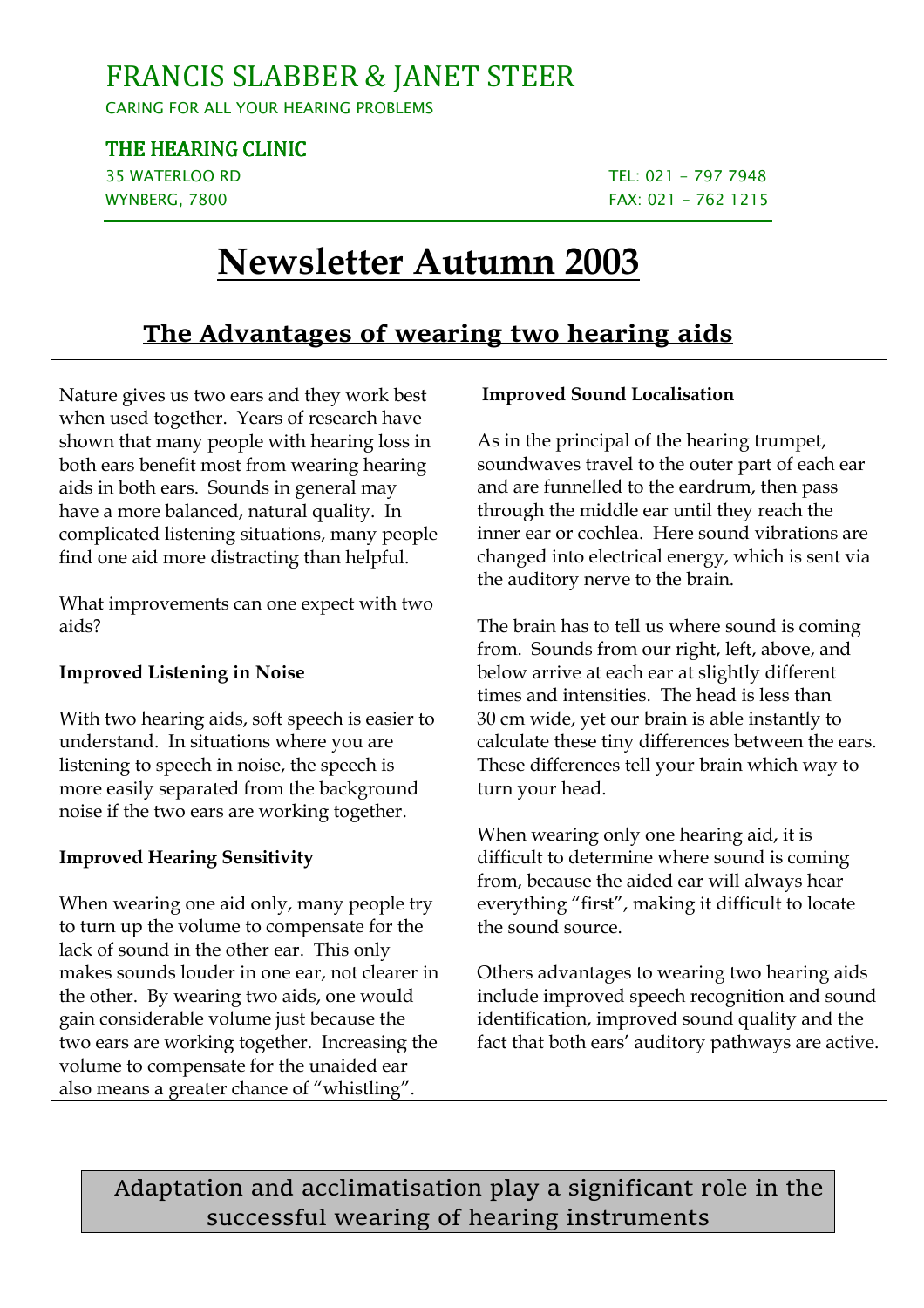# FRANCIS SLABBER & JANET STEER

CARING FOR ALL YOUR HEARING PROBLEMS

**THE HEARING CLINIC**

35 WATERLOO RD
WYNBERG, 7800

TEL: 021 – 797 7948
FAX: 021 – 762 1215

# Newsletter Autumn 2003

## The Advantages of wearing two hearing aids

Nature gives us two ears and they work best when used together. Years of research have shown that many people with hearing loss in both ears benefit most from wearing hearing aids in both ears. Sounds in general may have a more balanced, natural quality. In complicated listening situations, many people find one aid more distracting than helpful.

What improvements can one expect with two aids?

**Improved Listening in Noise**

With two hearing aids, soft speech is easier to understand. In situations where you are listening to speech in noise, the speech is more easily separated from the background noise if the two ears are working together.

**Improved Hearing Sensitivity**

When wearing one aid only, many people try to turn up the volume to compensate for the lack of sound in the other ear. This only makes sounds louder in one ear, not clearer in the other. By wearing two aids, one would gain considerable volume just because the two ears are working together. Increasing the volume to compensate for the unaided ear also means a greater chance of "whistling".

**Improved Sound Localisation**

As in the principal of the hearing trumpet, soundwaves travel to the outer part of each ear and are funnelled to the eardrum, then pass through the middle ear until they reach the inner ear or cochlea. Here sound vibrations are changed into electrical energy, which is sent via the auditory nerve to the brain.

The brain has to tell us where sound is coming from. Sounds from our right, left, above, and below arrive at each ear at slightly different times and intensities. The head is less than 30 cm wide, yet our brain is able instantly to calculate these tiny differences between the ears. These differences tell your brain which way to turn your head.

When wearing only one hearing aid, it is difficult to determine where sound is coming from, because the aided ear will always hear everything "first", making it difficult to locate the sound source.

Others advantages to wearing two hearing aids include improved speech recognition and sound identification, improved sound quality and the fact that both ears' auditory pathways are active.

Adaptation and acclimatisation play a significant role in the successful wearing of hearing instruments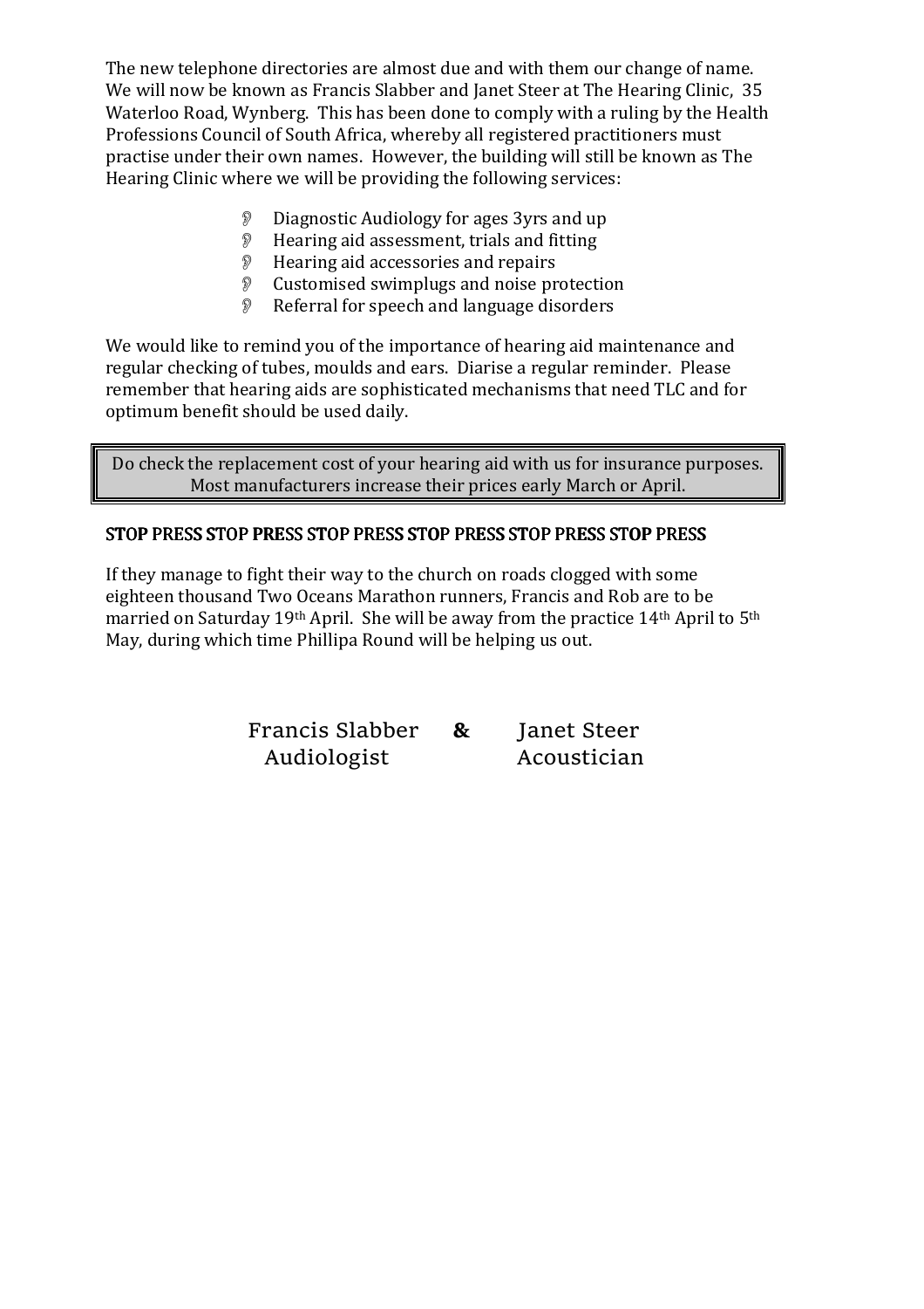The new telephone directories are almost due and with them our change of name. We will now be known as Francis Slabber and Janet Steer at The Hearing Clinic, 35 Waterloo Road, Wynberg. This has been done to comply with a ruling by the Health Professions Council of South Africa, whereby all registered practitioners must practise under their own names. However, the building will still be known as The Hearing Clinic where we will be providing the following services:

- Diagnostic Audiology for ages 3yrs and up
- Hearing aid assessment, trials and fitting
- Hearing aid accessories and repairs
- Customised swimplugs and noise protection
- Referral for speech and language disorders

We would like to remind you of the importance of hearing aid maintenance and regular checking of tubes, moulds and ears. Diarise a regular reminder. Please remember that hearing aids are sophisticated mechanisms that need TLC and for optimum benefit should be used daily.

Do check the replacement cost of your hearing aid with us for insurance purposes. Most manufacturers increase their prices early March or April.

STOP PRESS STOP PRESS STOP PRESS STOP PRESS STOP PRESS STOP PRESS

If they manage to fight their way to the church on roads clogged with some eighteen thousand Two Oceans Marathon runners, Francis and Rob are to be married on Saturday 19th April. She will be away from the practice 14th April to 5th May, during which time Phillipa Round will be helping us out.

Francis Slabber & Janet Steer
Audiologist Acoustician